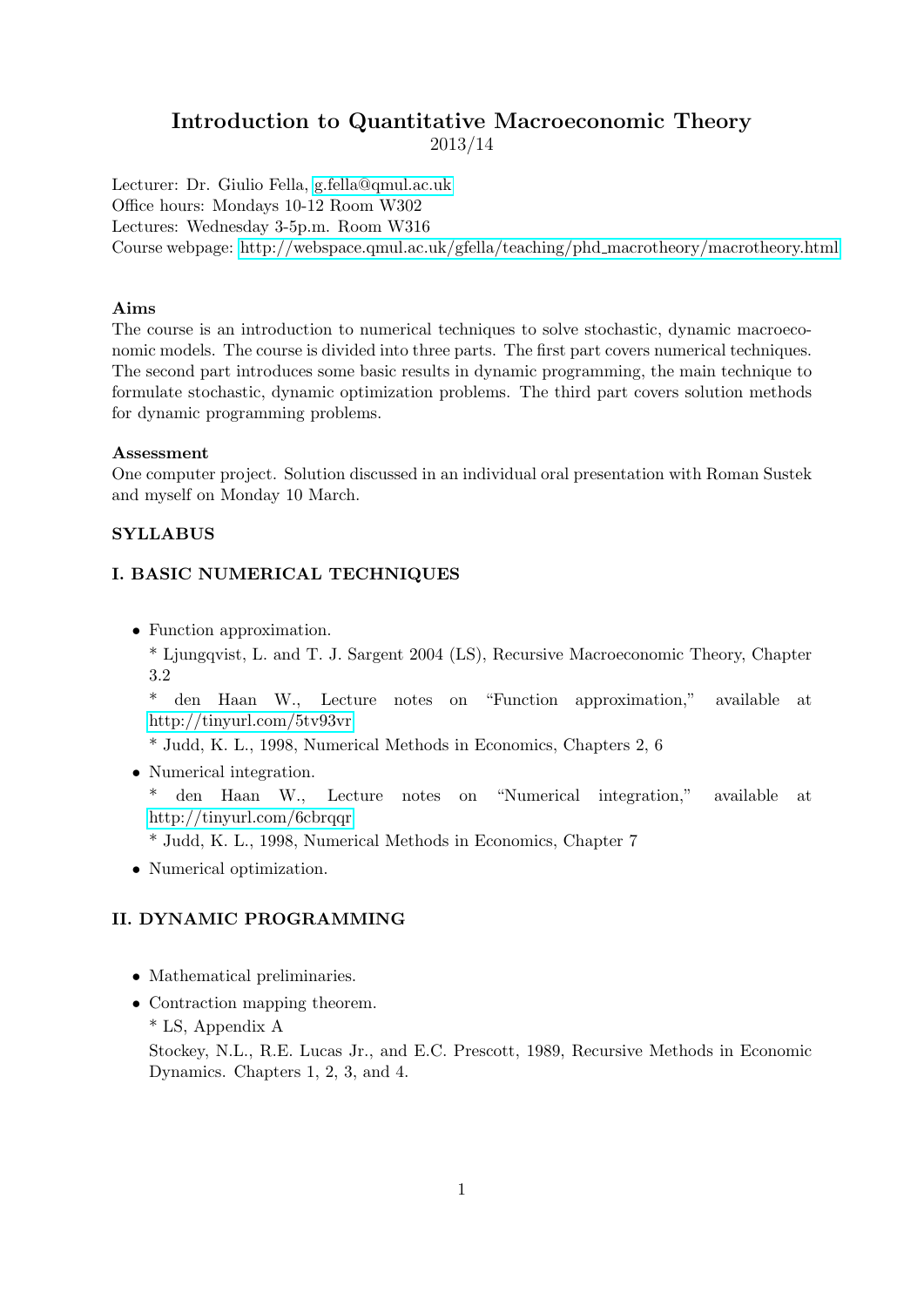# Introduction to Quantitative Macroeconomic Theory

2013/14

Lecturer: Dr. Giulio Fella, g.fella@qmul.ac.uk
Office hours: Mondays 10-12 Room W302
Lectures: Wednesday 3-5p.m. Room W316
Course webpage: http://webspace.qmul.ac.uk/gfella/teaching/phd_macrotheory/macrotheory.html

**Aims**

The course is an introduction to numerical techniques to solve stochastic, dynamic macroeconomic models. The course is divided into three parts. The first part covers numerical techniques. The second part introduces some basic results in dynamic programming, the main technique to formulate stochastic, dynamic optimization problems. The third part covers solution methods for dynamic programming problems.

**Assessment**

One computer project. Solution discussed in an individual oral presentation with Roman Sustek and myself on Monday 10 March.

## SYLLABUS

### I. BASIC NUMERICAL TECHNIQUES

- Function approximation.

  * Ljungqvist, L. and T. J. Sargent 2004 (LS), Recursive Macroeconomic Theory, Chapter 3.2

  * den Haan W., Lecture notes on "Function approximation," available at http://tinyurl.com/5tv93vr

  * Judd, K. L., 1998, Numerical Methods in Economics, Chapters 2, 6

- Numerical integration.

  * den Haan W., Lecture notes on "Numerical integration," available at http://tinyurl.com/6cbrqqr

  * Judd, K. L., 1998, Numerical Methods in Economics, Chapter 7

- Numerical optimization.

### II. DYNAMIC PROGRAMMING

- Mathematical preliminaries.
- Contraction mapping theorem.

  * LS, Appendix A

  Stockey, N.L., R.E. Lucas Jr., and E.C. Prescott, 1989, Recursive Methods in Economic Dynamics. Chapters 1, 2, 3, and 4.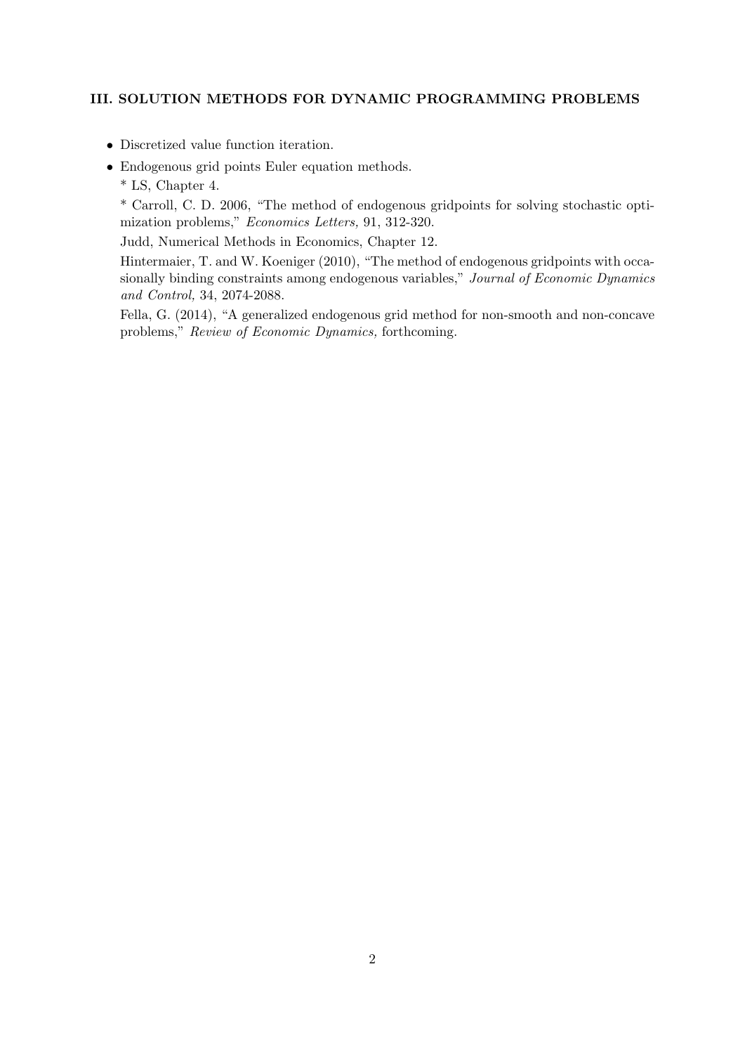### III. SOLUTION METHODS FOR DYNAMIC PROGRAMMING PROBLEMS

- Discretized value function iteration.
- Endogenous grid points Euler equation methods.

  * LS, Chapter 4.

  * Carroll, C. D. 2006, "The method of endogenous gridpoints for solving stochastic optimization problems," *Economics Letters,* 91, 312-320.

  Judd, Numerical Methods in Economics, Chapter 12.

  Hintermaier, T. and W. Koeniger (2010), "The method of endogenous gridpoints with occasionally binding constraints among endogenous variables," *Journal of Economic Dynamics and Control,* 34, 2074-2088.

  Fella, G. (2014), "A generalized endogenous grid method for non-smooth and non-concave problems," *Review of Economic Dynamics,* forthcoming.